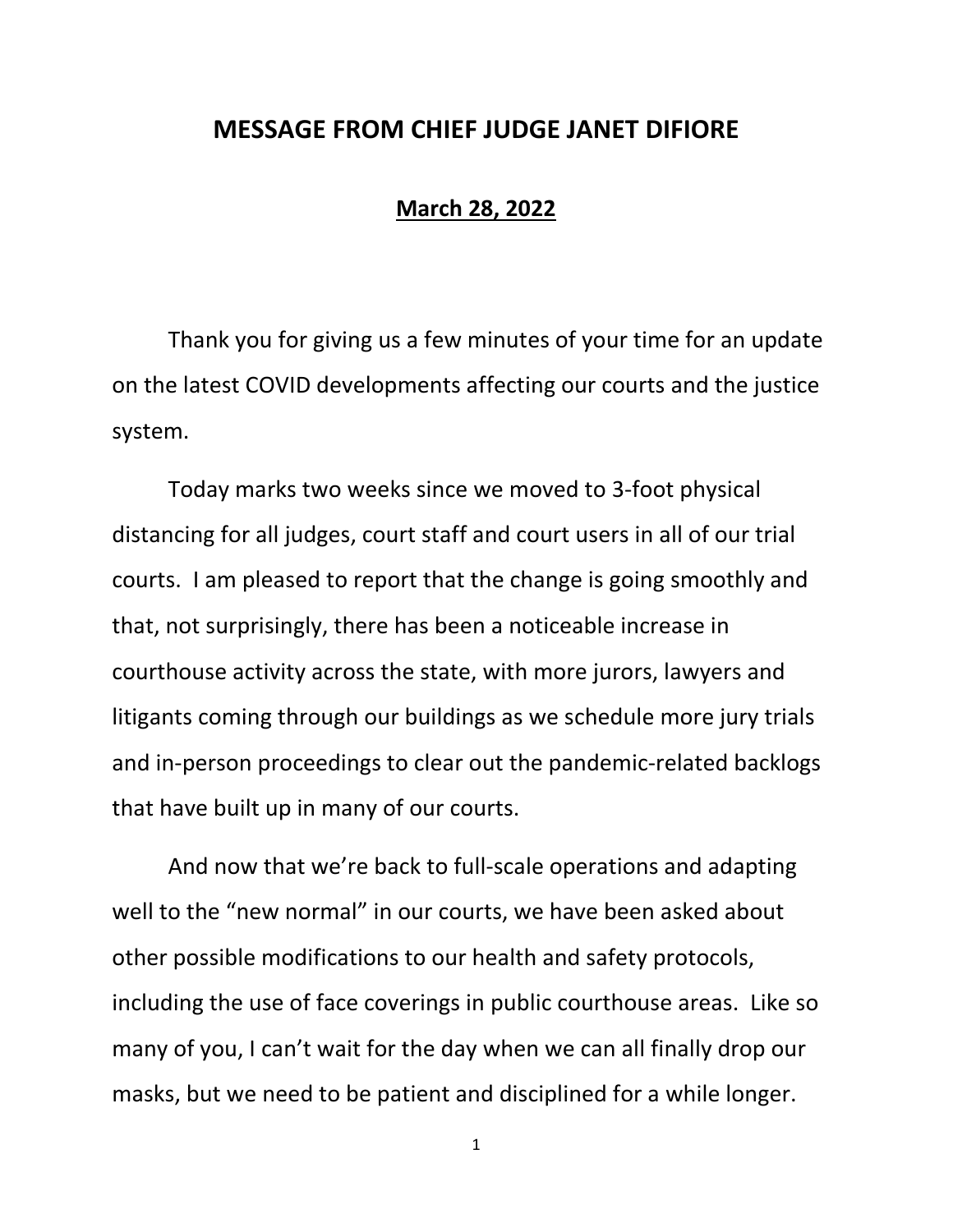# MESSAGE FROM CHIEF JUDGE JANET DIFIORE

**March 28, 2022**

Thank you for giving us a few minutes of your time for an update on the latest COVID developments affecting our courts and the justice system.

Today marks two weeks since we moved to 3-foot physical distancing for all judges, court staff and court users in all of our trial courts. I am pleased to report that the change is going smoothly and that, not surprisingly, there has been a noticeable increase in courthouse activity across the state, with more jurors, lawyers and litigants coming through our buildings as we schedule more jury trials and in-person proceedings to clear out the pandemic-related backlogs that have built up in many of our courts.

And now that we're back to full-scale operations and adapting well to the "new normal" in our courts, we have been asked about other possible modifications to our health and safety protocols, including the use of face coverings in public courthouse areas. Like so many of you, I can't wait for the day when we can all finally drop our masks, but we need to be patient and disciplined for a while longer.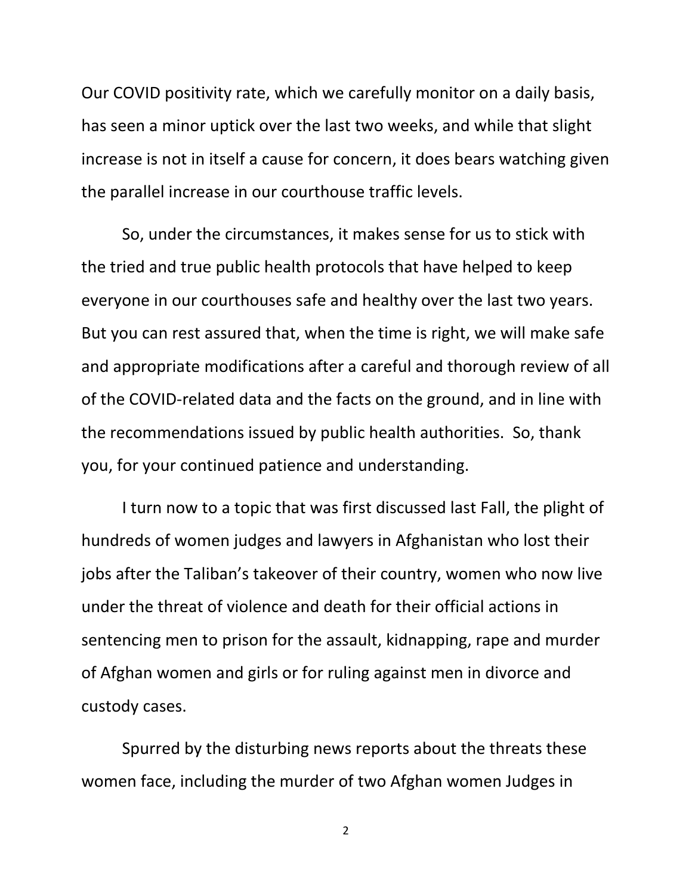Our COVID positivity rate, which we carefully monitor on a daily basis, has seen a minor uptick over the last two weeks, and while that slight increase is not in itself a cause for concern, it does bears watching given the parallel increase in our courthouse traffic levels.

So, under the circumstances, it makes sense for us to stick with the tried and true public health protocols that have helped to keep everyone in our courthouses safe and healthy over the last two years. But you can rest assured that, when the time is right, we will make safe and appropriate modifications after a careful and thorough review of all of the COVID-related data and the facts on the ground, and in line with the recommendations issued by public health authorities. So, thank you, for your continued patience and understanding.

I turn now to a topic that was first discussed last Fall, the plight of hundreds of women judges and lawyers in Afghanistan who lost their jobs after the Taliban's takeover of their country, women who now live under the threat of violence and death for their official actions in sentencing men to prison for the assault, kidnapping, rape and murder of Afghan women and girls or for ruling against men in divorce and custody cases.

Spurred by the disturbing news reports about the threats these women face, including the murder of two Afghan women Judges in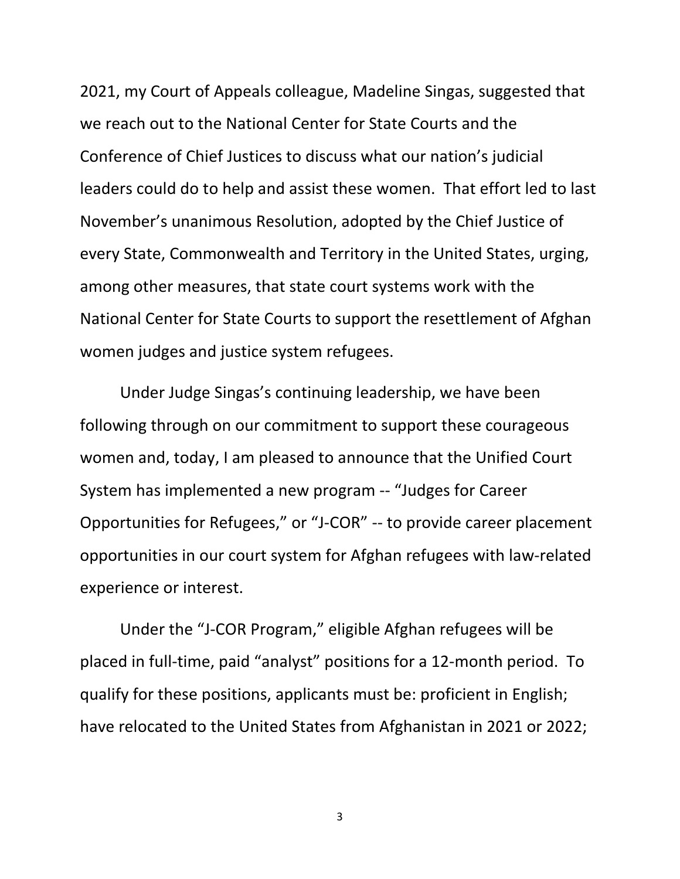2021, my Court of Appeals colleague, Madeline Singas, suggested that we reach out to the National Center for State Courts and the Conference of Chief Justices to discuss what our nation's judicial leaders could do to help and assist these women. That effort led to last November's unanimous Resolution, adopted by the Chief Justice of every State, Commonwealth and Territory in the United States, urging, among other measures, that state court systems work with the National Center for State Courts to support the resettlement of Afghan women judges and justice system refugees.

Under Judge Singas's continuing leadership, we have been following through on our commitment to support these courageous women and, today, I am pleased to announce that the Unified Court System has implemented a new program -- "Judges for Career Opportunities for Refugees," or "J-COR" -- to provide career placement opportunities in our court system for Afghan refugees with law-related experience or interest.

Under the "J-COR Program," eligible Afghan refugees will be placed in full-time, paid "analyst" positions for a 12-month period. To qualify for these positions, applicants must be: proficient in English; have relocated to the United States from Afghanistan in 2021 or 2022;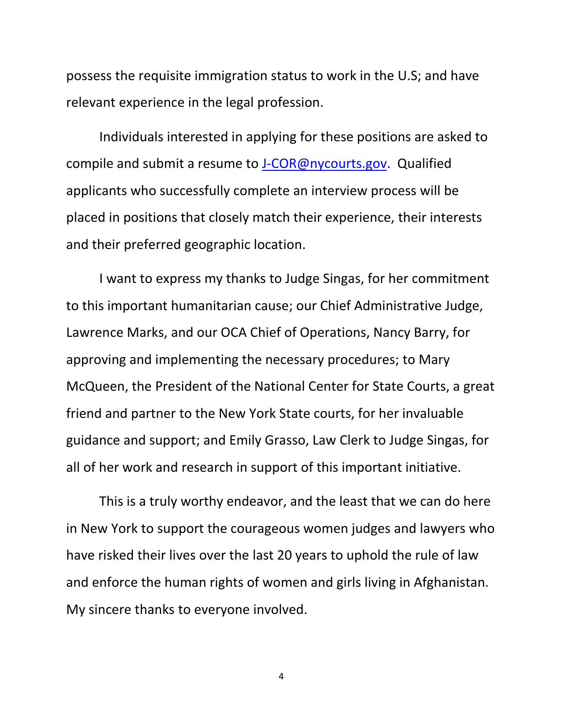possess the requisite immigration status to work in the U.S; and have relevant experience in the legal profession.

Individuals interested in applying for these positions are asked to compile and submit a resume to J-COR@nycourts.gov. Qualified applicants who successfully complete an interview process will be placed in positions that closely match their experience, their interests and their preferred geographic location.

I want to express my thanks to Judge Singas, for her commitment to this important humanitarian cause; our Chief Administrative Judge, Lawrence Marks, and our OCA Chief of Operations, Nancy Barry, for approving and implementing the necessary procedures; to Mary McQueen, the President of the National Center for State Courts, a great friend and partner to the New York State courts, for her invaluable guidance and support; and Emily Grasso, Law Clerk to Judge Singas, for all of her work and research in support of this important initiative.

This is a truly worthy endeavor, and the least that we can do here in New York to support the courageous women judges and lawyers who have risked their lives over the last 20 years to uphold the rule of law and enforce the human rights of women and girls living in Afghanistan. My sincere thanks to everyone involved.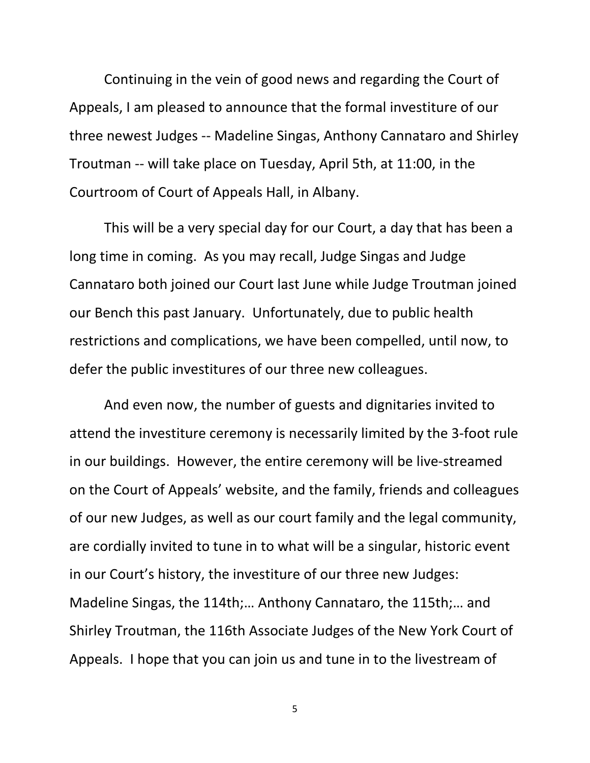Continuing in the vein of good news and regarding the Court of Appeals, I am pleased to announce that the formal investiture of our three newest Judges -- Madeline Singas, Anthony Cannataro and Shirley Troutman -- will take place on Tuesday, April 5th, at 11:00, in the Courtroom of Court of Appeals Hall, in Albany.

This will be a very special day for our Court, a day that has been a long time in coming. As you may recall, Judge Singas and Judge Cannataro both joined our Court last June while Judge Troutman joined our Bench this past January. Unfortunately, due to public health restrictions and complications, we have been compelled, until now, to defer the public investitures of our three new colleagues.

And even now, the number of guests and dignitaries invited to attend the investiture ceremony is necessarily limited by the 3-foot rule in our buildings. However, the entire ceremony will be live-streamed on the Court of Appeals' website, and the family, friends and colleagues of our new Judges, as well as our court family and the legal community, are cordially invited to tune in to what will be a singular, historic event in our Court's history, the investiture of our three new Judges: Madeline Singas, the 114th;… Anthony Cannataro, the 115th;… and Shirley Troutman, the 116th Associate Judges of the New York Court of Appeals. I hope that you can join us and tune in to the livestream of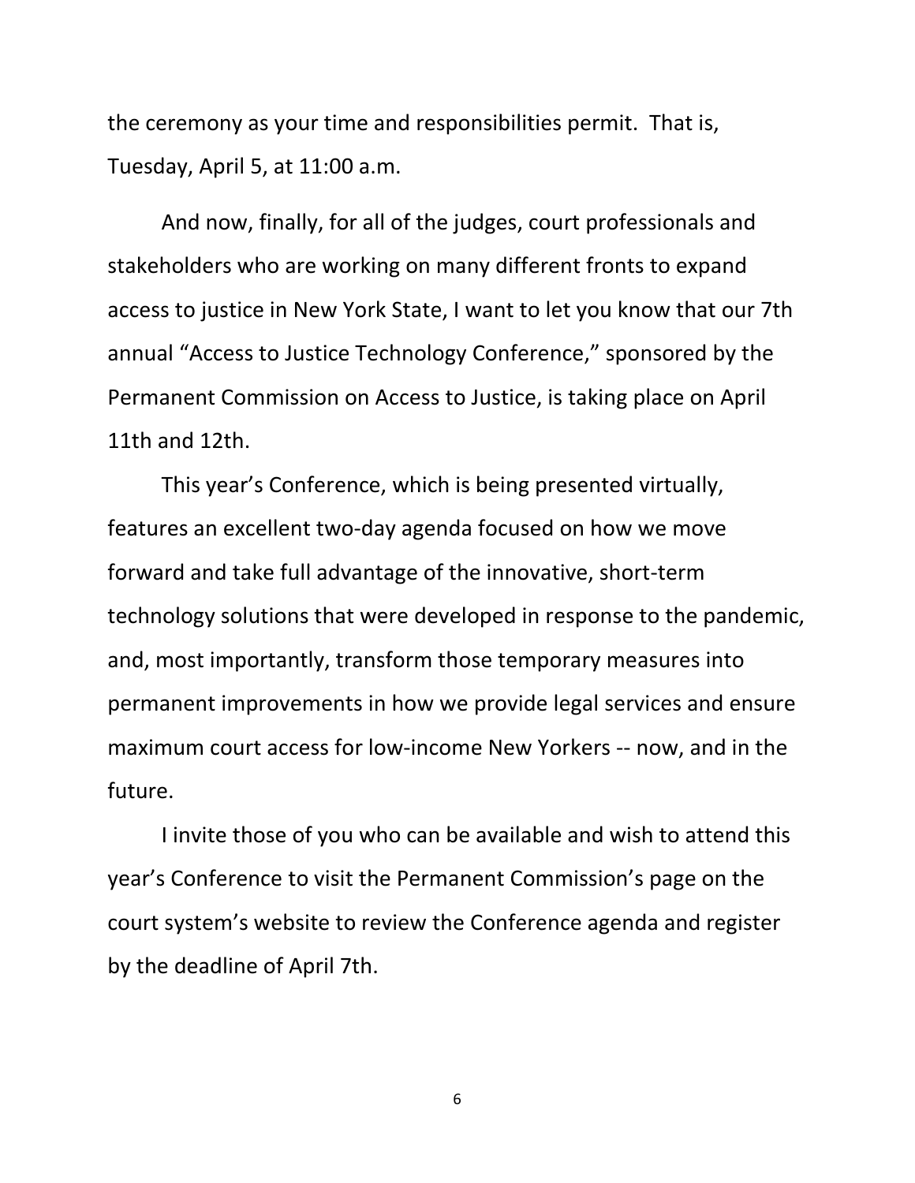the ceremony as your time and responsibilities permit. That is, Tuesday, April 5, at 11:00 a.m.

And now, finally, for all of the judges, court professionals and stakeholders who are working on many different fronts to expand access to justice in New York State, I want to let you know that our 7th annual "Access to Justice Technology Conference," sponsored by the Permanent Commission on Access to Justice, is taking place on April 11th and 12th.

This year's Conference, which is being presented virtually, features an excellent two-day agenda focused on how we move forward and take full advantage of the innovative, short-term technology solutions that were developed in response to the pandemic, and, most importantly, transform those temporary measures into permanent improvements in how we provide legal services and ensure maximum court access for low-income New Yorkers -- now, and in the future.

I invite those of you who can be available and wish to attend this year's Conference to visit the Permanent Commission's page on the court system's website to review the Conference agenda and register by the deadline of April 7th.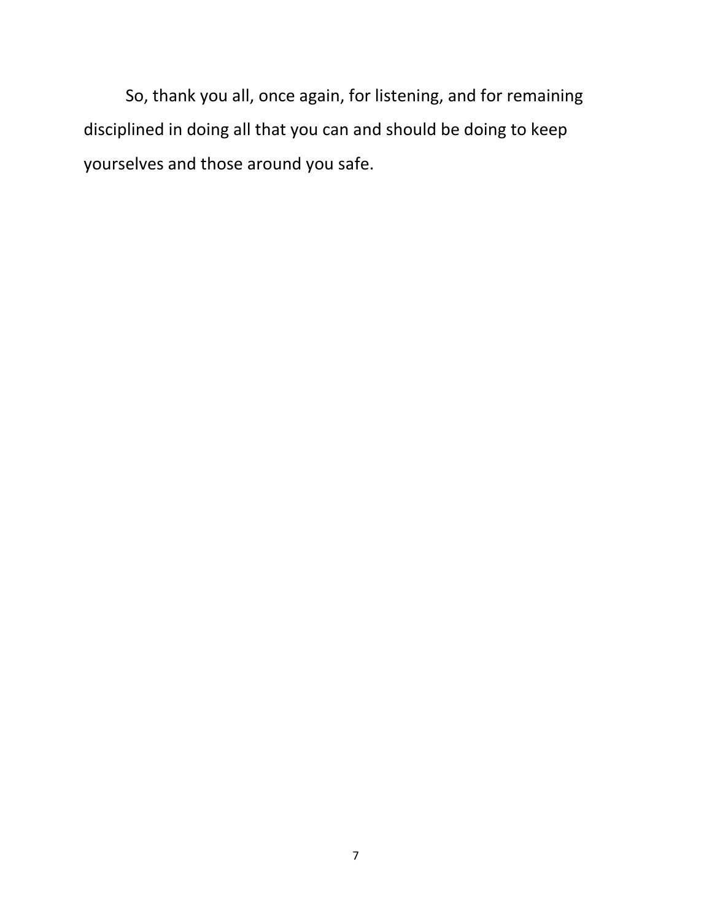So, thank you all, once again, for listening, and for remaining disciplined in doing all that you can and should be doing to keep yourselves and those around you safe.